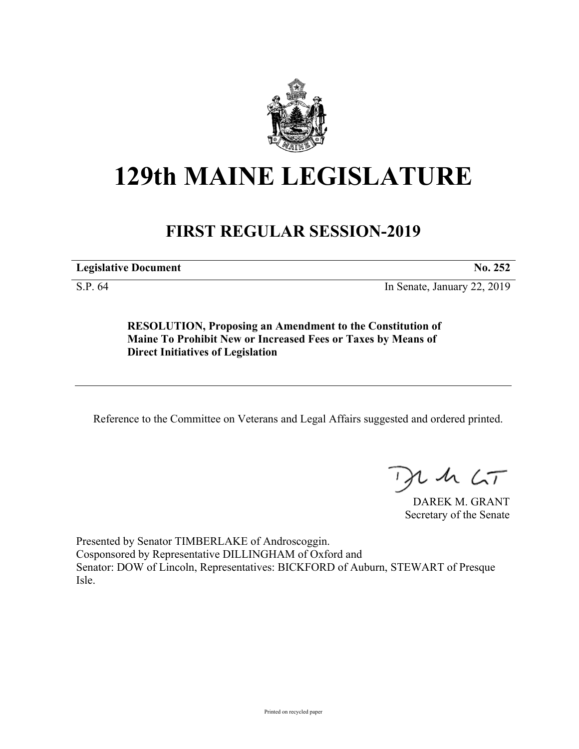# 129th MAINE LEGISLATURE

## FIRST REGULAR SESSION-2019

**Legislative Document** **No. 252**

S.P. 64 In Senate, January 22, 2019

**RESOLUTION, Proposing an Amendment to the Constitution of Maine To Prohibit New or Increased Fees or Taxes by Means of Direct Initiatives of Legislation**

Reference to the Committee on Veterans and Legal Affairs suggested and ordered printed.

DAREK M. GRANT
Secretary of the Senate

Presented by Senator TIMBERLAKE of Androscoggin.
Cosponsored by Representative DILLINGHAM of Oxford and
Senator: DOW of Lincoln, Representatives: BICKFORD of Auburn, STEWART of Presque Isle.

Printed on recycled paper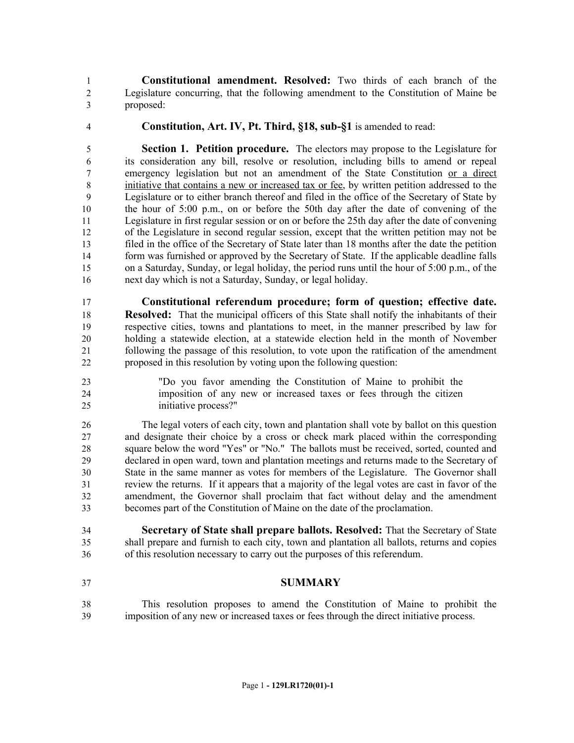**Constitutional amendment. Resolved:** Two thirds of each branch of the Legislature concurring, that the following amendment to the Constitution of Maine be proposed:

**Constitution, Art. IV, Pt. Third, §18, sub-§1** is amended to read:

**Section 1. Petition procedure.** The electors may propose to the Legislature for its consideration any bill, resolve or resolution, including bills to amend or repeal emergency legislation but not an amendment of the State Constitution <u>or a direct initiative that contains a new or increased tax or fee</u>, by written petition addressed to the Legislature or to either branch thereof and filed in the office of the Secretary of State by the hour of 5:00 p.m., on or before the 50th day after the date of convening of the Legislature in first regular session or on or before the 25th day after the date of convening of the Legislature in second regular session, except that the written petition may not be filed in the office of the Secretary of State later than 18 months after the date the petition form was furnished or approved by the Secretary of State. If the applicable deadline falls on a Saturday, Sunday, or legal holiday, the period runs until the hour of 5:00 p.m., of the next day which is not a Saturday, Sunday, or legal holiday.

**Constitutional referendum procedure; form of question; effective date. Resolved:** That the municipal officers of this State shall notify the inhabitants of their respective cities, towns and plantations to meet, in the manner prescribed by law for holding a statewide election, at a statewide election held in the month of November following the passage of this resolution, to vote upon the ratification of the amendment proposed in this resolution by voting upon the following question:

> "Do you favor amending the Constitution of Maine to prohibit the imposition of any new or increased taxes or fees through the citizen initiative process?"

The legal voters of each city, town and plantation shall vote by ballot on this question and designate their choice by a cross or check mark placed within the corresponding square below the word "Yes" or "No." The ballots must be received, sorted, counted and declared in open ward, town and plantation meetings and returns made to the Secretary of State in the same manner as votes for members of the Legislature. The Governor shall review the returns. If it appears that a majority of the legal votes are cast in favor of the amendment, the Governor shall proclaim that fact without delay and the amendment becomes part of the Constitution of Maine on the date of the proclamation.

**Secretary of State shall prepare ballots. Resolved:** That the Secretary of State shall prepare and furnish to each city, town and plantation all ballots, returns and copies of this resolution necessary to carry out the purposes of this referendum.

## SUMMARY

This resolution proposes to amend the Constitution of Maine to prohibit the imposition of any new or increased taxes or fees through the direct initiative process.